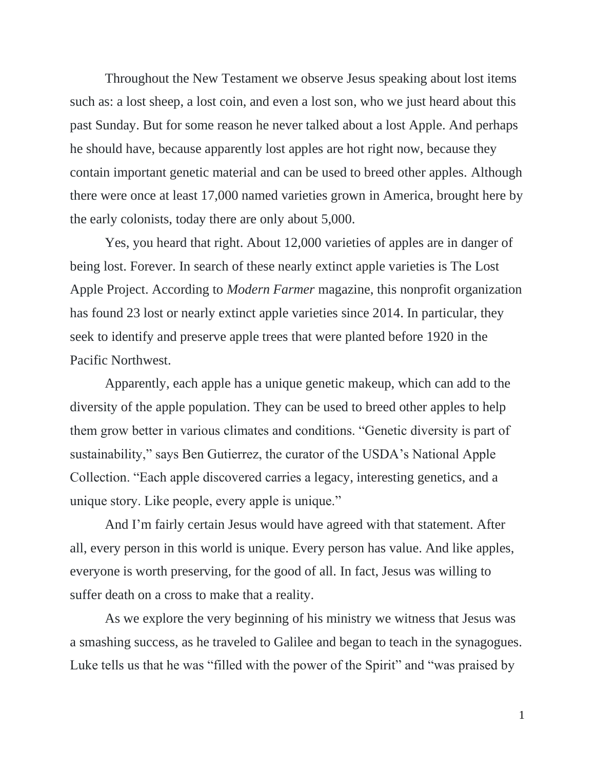Throughout the New Testament we observe Jesus speaking about lost items such as: a lost sheep, a lost coin, and even a lost son, who we just heard about this past Sunday. But for some reason he never talked about a lost Apple. And perhaps he should have, because apparently lost apples are hot right now, because they contain important genetic material and can be used to breed other apples. Although there were once at least 17,000 named varieties grown in America, brought here by the early colonists, today there are only about 5,000.

Yes, you heard that right. About 12,000 varieties of apples are in danger of being lost. Forever. In search of these nearly extinct apple varieties is The Lost Apple Project. According to *Modern Farmer* magazine, this nonprofit organization has found 23 lost or nearly extinct apple varieties since 2014. In particular, they seek to identify and preserve apple trees that were planted before 1920 in the Pacific Northwest.

Apparently, each apple has a unique genetic makeup, which can add to the diversity of the apple population. They can be used to breed other apples to help them grow better in various climates and conditions. "Genetic diversity is part of sustainability," says Ben Gutierrez, the curator of the USDA's National Apple Collection. "Each apple discovered carries a legacy, interesting genetics, and a unique story. Like people, every apple is unique."

And I'm fairly certain Jesus would have agreed with that statement. After all, every person in this world is unique. Every person has value. And like apples, everyone is worth preserving, for the good of all. In fact, Jesus was willing to suffer death on a cross to make that a reality.

As we explore the very beginning of his ministry we witness that Jesus was a smashing success, as he traveled to Galilee and began to teach in the synagogues. Luke tells us that he was "filled with the power of the Spirit" and "was praised by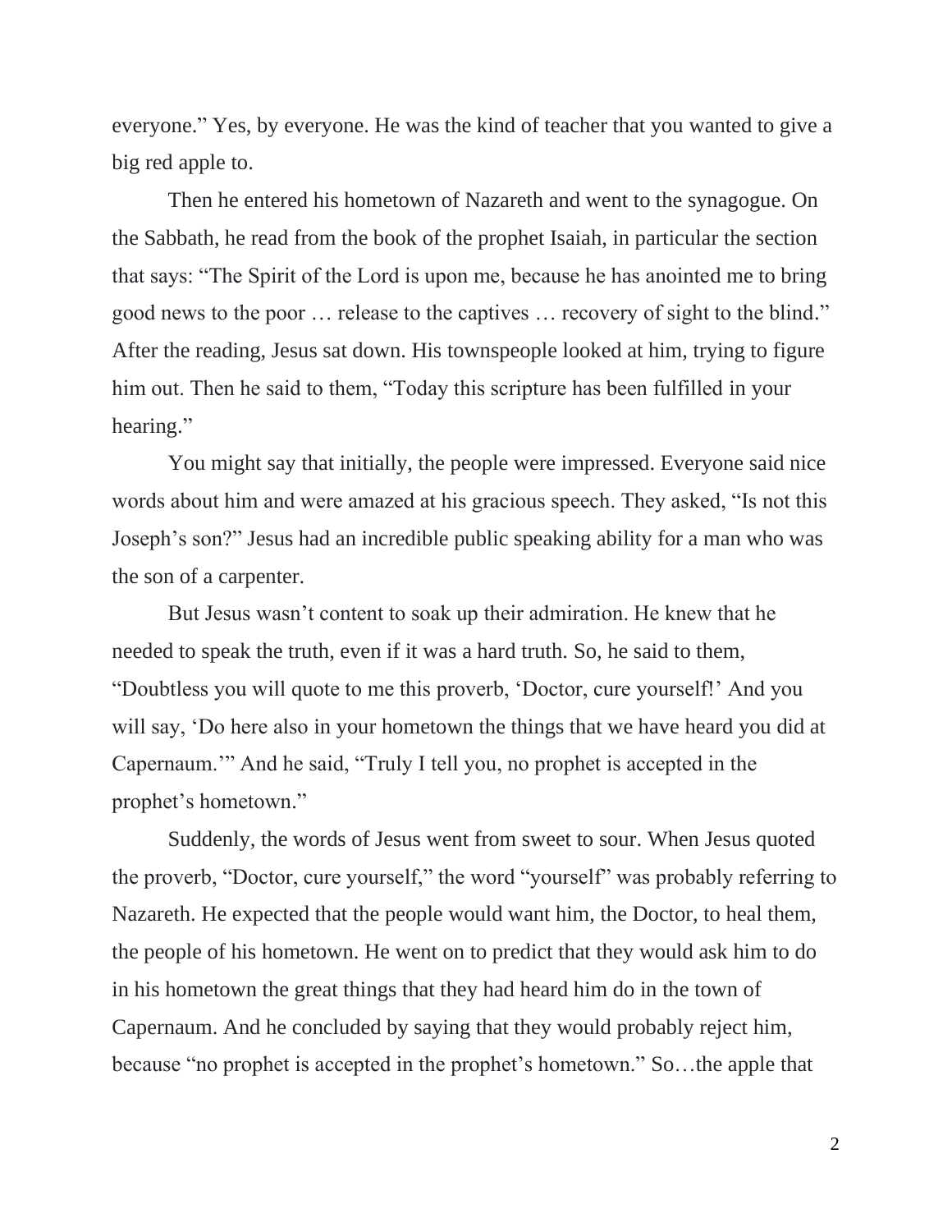everyone." Yes, by everyone. He was the kind of teacher that you wanted to give a big red apple to.

Then he entered his hometown of Nazareth and went to the synagogue. On the Sabbath, he read from the book of the prophet Isaiah, in particular the section that says: "The Spirit of the Lord is upon me, because he has anointed me to bring good news to the poor … release to the captives … recovery of sight to the blind." After the reading, Jesus sat down. His townspeople looked at him, trying to figure him out. Then he said to them, "Today this scripture has been fulfilled in your hearing."

You might say that initially, the people were impressed. Everyone said nice words about him and were amazed at his gracious speech. They asked, "Is not this Joseph's son?" Jesus had an incredible public speaking ability for a man who was the son of a carpenter.

But Jesus wasn't content to soak up their admiration. He knew that he needed to speak the truth, even if it was a hard truth. So, he said to them, "Doubtless you will quote to me this proverb, 'Doctor, cure yourself!' And you will say, 'Do here also in your hometown the things that we have heard you did at Capernaum.'" And he said, "Truly I tell you, no prophet is accepted in the prophet's hometown."

Suddenly, the words of Jesus went from sweet to sour. When Jesus quoted the proverb, "Doctor, cure yourself," the word "yourself" was probably referring to Nazareth. He expected that the people would want him, the Doctor, to heal them, the people of his hometown. He went on to predict that they would ask him to do in his hometown the great things that they had heard him do in the town of Capernaum. And he concluded by saying that they would probably reject him, because "no prophet is accepted in the prophet's hometown." So…the apple that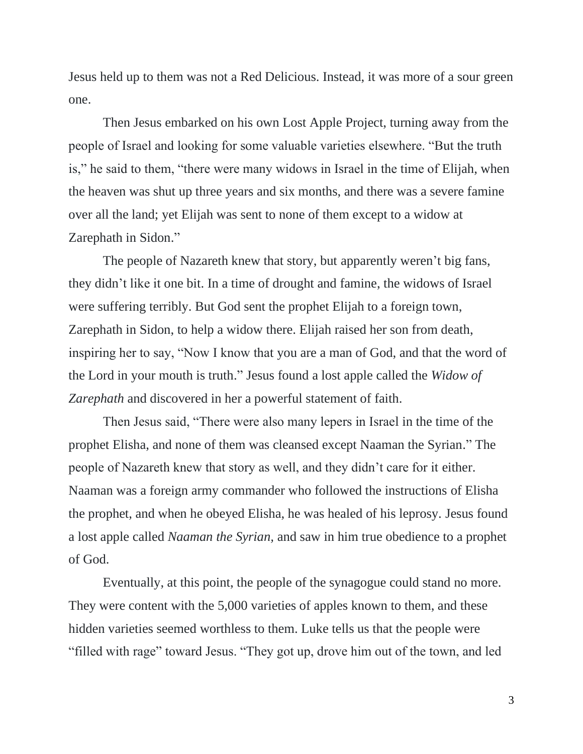Jesus held up to them was not a Red Delicious. Instead, it was more of a sour green one.

Then Jesus embarked on his own Lost Apple Project, turning away from the people of Israel and looking for some valuable varieties elsewhere. "But the truth is," he said to them, "there were many widows in Israel in the time of Elijah, when the heaven was shut up three years and six months, and there was a severe famine over all the land; yet Elijah was sent to none of them except to a widow at Zarephath in Sidon."

The people of Nazareth knew that story, but apparently weren't big fans, they didn't like it one bit. In a time of drought and famine, the widows of Israel were suffering terribly. But God sent the prophet Elijah to a foreign town, Zarephath in Sidon, to help a widow there. Elijah raised her son from death, inspiring her to say, "Now I know that you are a man of God, and that the word of the Lord in your mouth is truth." Jesus found a lost apple called the *Widow of Zarephath* and discovered in her a powerful statement of faith.

Then Jesus said, "There were also many lepers in Israel in the time of the prophet Elisha, and none of them was cleansed except Naaman the Syrian." The people of Nazareth knew that story as well, and they didn't care for it either. Naaman was a foreign army commander who followed the instructions of Elisha the prophet, and when he obeyed Elisha, he was healed of his leprosy. Jesus found a lost apple called *Naaman the Syrian,* and saw in him true obedience to a prophet of God.

Eventually, at this point, the people of the synagogue could stand no more. They were content with the 5,000 varieties of apples known to them, and these hidden varieties seemed worthless to them. Luke tells us that the people were "filled with rage" toward Jesus. "They got up, drove him out of the town, and led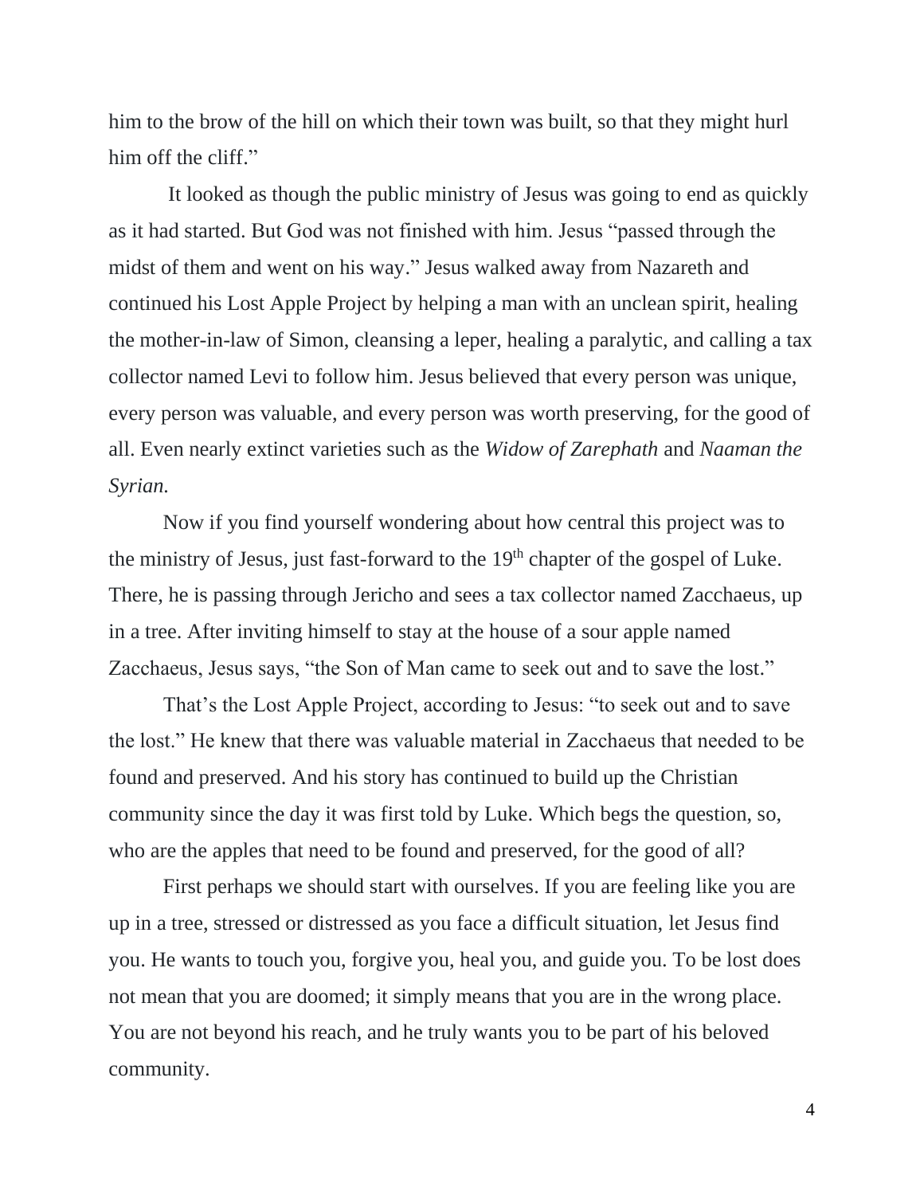him to the brow of the hill on which their town was built, so that they might hurl him off the cliff."

It looked as though the public ministry of Jesus was going to end as quickly as it had started. But God was not finished with him. Jesus "passed through the midst of them and went on his way." Jesus walked away from Nazareth and continued his Lost Apple Project by helping a man with an unclean spirit, healing the mother-in-law of Simon, cleansing a leper, healing a paralytic, and calling a tax collector named Levi to follow him. Jesus believed that every person was unique, every person was valuable, and every person was worth preserving, for the good of all. Even nearly extinct varieties such as the *Widow of Zarephath* and *Naaman the Syrian.*

Now if you find yourself wondering about how central this project was to the ministry of Jesus, just fast-forward to the 19th chapter of the gospel of Luke. There, he is passing through Jericho and sees a tax collector named Zacchaeus, up in a tree. After inviting himself to stay at the house of a sour apple named Zacchaeus, Jesus says, "the Son of Man came to seek out and to save the lost."

That's the Lost Apple Project, according to Jesus: "to seek out and to save the lost." He knew that there was valuable material in Zacchaeus that needed to be found and preserved. And his story has continued to build up the Christian community since the day it was first told by Luke. Which begs the question, so, who are the apples that need to be found and preserved, for the good of all?

First perhaps we should start with ourselves. If you are feeling like you are up in a tree, stressed or distressed as you face a difficult situation, let Jesus find you. He wants to touch you, forgive you, heal you, and guide you. To be lost does not mean that you are doomed; it simply means that you are in the wrong place. You are not beyond his reach, and he truly wants you to be part of his beloved community.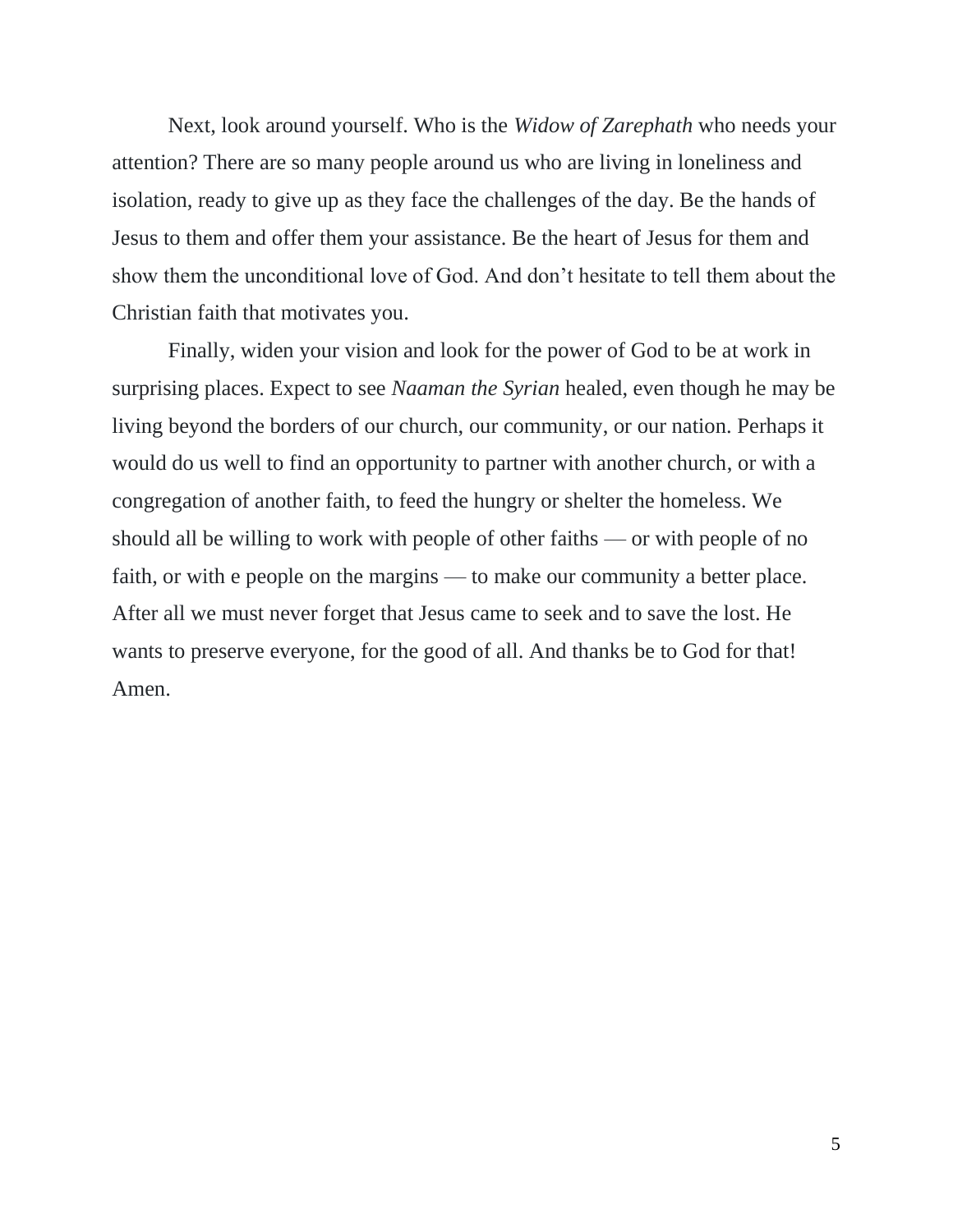Next, look around yourself. Who is the *Widow of Zarephath* who needs your attention? There are so many people around us who are living in loneliness and isolation, ready to give up as they face the challenges of the day. Be the hands of Jesus to them and offer them your assistance. Be the heart of Jesus for them and show them the unconditional love of God. And don't hesitate to tell them about the Christian faith that motivates you.

Finally, widen your vision and look for the power of God to be at work in surprising places. Expect to see *Naaman the Syrian* healed, even though he may be living beyond the borders of our church, our community, or our nation. Perhaps it would do us well to find an opportunity to partner with another church, or with a congregation of another faith, to feed the hungry or shelter the homeless. We should all be willing to work with people of other faiths — or with people of no faith, or with e people on the margins — to make our community a better place. After all we must never forget that Jesus came to seek and to save the lost. He wants to preserve everyone, for the good of all. And thanks be to God for that! Amen.